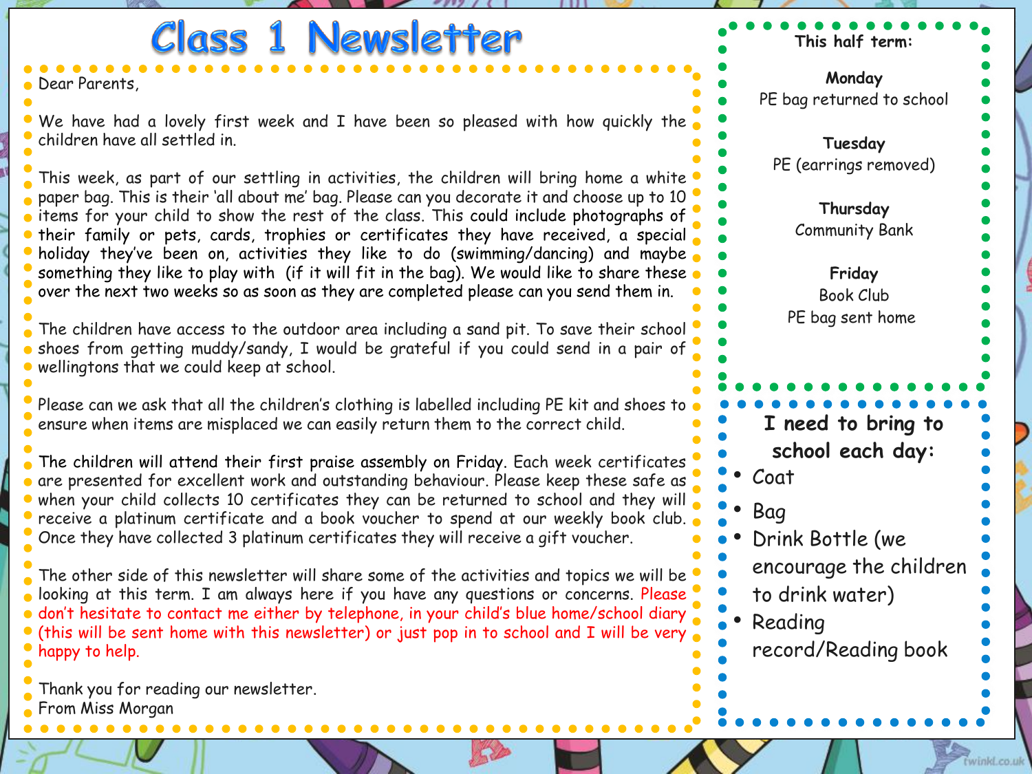# Class 1 Newsletter

Dear Parents,

We have had a lovely first week and I have been so pleased with how quickly the children have all settled in.

This week, as part of our settling in activities, the children will bring home a white paper bag. This is their 'all about me' bag. Please can you decorate it and choose up to 10 items for your child to show the rest of the class. This could include photographs of their family or pets, cards, trophies or certificates they have received, a special holiday they've been on, activities they like to do (swimming/dancing) and maybe something they like to play with (if it will fit in the bag). We would like to share these over the next two weeks so as soon as they are completed please can you send them in.

The children have access to the outdoor area including a sand pit. To save their school shoes from getting muddy/sandy, I would be grateful if you could send in a pair of wellingtons that we could keep at school.

Please can we ask that all the children's clothing is labelled including PE kit and shoes to ensure when items are misplaced we can easily return them to the correct child.

The children will attend their first praise assembly on Friday. Each week certificates are presented for excellent work and outstanding behaviour. Please keep these safe as when your child collects 10 certificates they can be returned to school and they will receive a platinum certificate and a book voucher to spend at our weekly book club. Once they have collected 3 platinum certificates they will receive a gift voucher.

The other side of this newsletter will share some of the activities and topics we will be looking at this term. I am always here if you have any questions or concerns. Please don't hesitate to contact me either by telephone, in your child's blue home/school diary (this will be sent home with this newsletter) or just pop in to school and I will be very happy to help.

Thank you for reading our newsletter.
From Miss Morgan

**This half term:**

**Monday**
PE bag returned to school

**Tuesday**
PE (earrings removed)

**Thursday**
Community Bank

**Friday**
Book Club
PE bag sent home

**I need to bring to school each day:**

- Coat
- Bag
- Drink Bottle (we encourage the children to drink water)
- Reading record/Reading book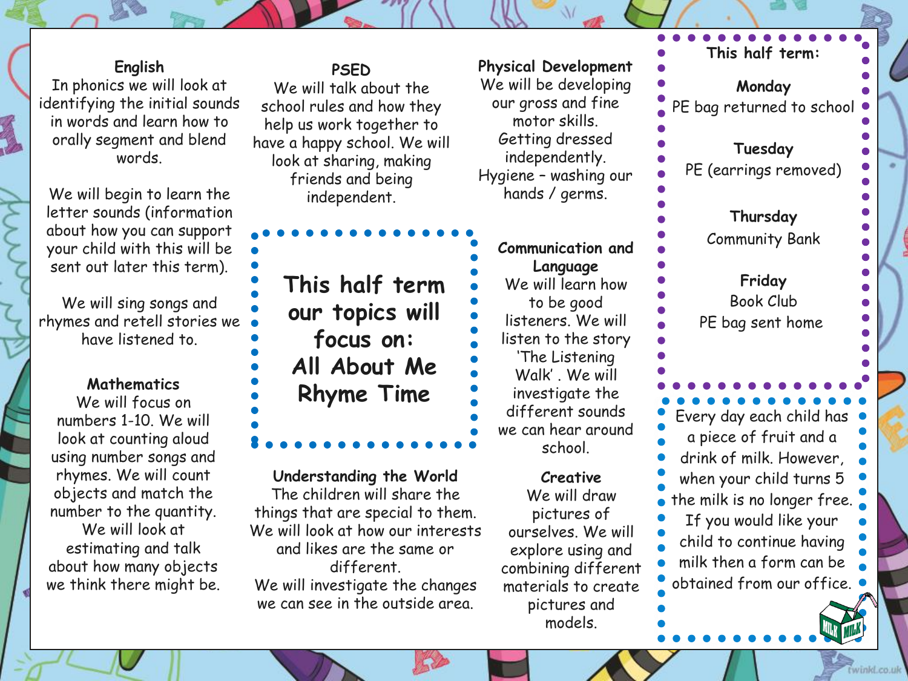## English

In phonics we will look at identifying the initial sounds in words and learn how to orally segment and blend words.

We will begin to learn the letter sounds (information about how you can support your child with this will be sent out later this term).

We will sing songs and rhymes and retell stories we have listened to.

## Mathematics

We will focus on numbers 1-10. We will look at counting aloud using number songs and rhymes. We will count objects and match the number to the quantity. We will look at estimating and talk about how many objects we think there might be.

## PSED

We will talk about the school rules and how they help us work together to have a happy school. We will look at sharing, making friends and being independent.

# This half term our topics will focus on: All About Me Rhyme Time

## Understanding the World

The children will share the things that are special to them. We will look at how our interests and likes are the same or different.

We will investigate the changes we can see in the outside area.

## Physical Development

We will be developing our gross and fine motor skills.

Getting dressed independently.

Hygiene – washing our hands / germs.

## Communication and Language

We will learn how to be good listeners. We will listen to the story 'The Listening Walk'. We will investigate the different sounds we can hear around school.

## Creative

We will draw pictures of ourselves. We will explore using and combining different materials to create pictures and models.

## This half term:

**Monday**

PE bag returned to school

**Tuesday**

PE (earrings removed)

**Thursday**

Community Bank

**Friday**

Book Club

PE bag sent home

Every day each child has a piece of fruit and a drink of milk. However, when your child turns 5 the milk is no longer free. If you would like your child to continue having milk then a form can be obtained from our office.